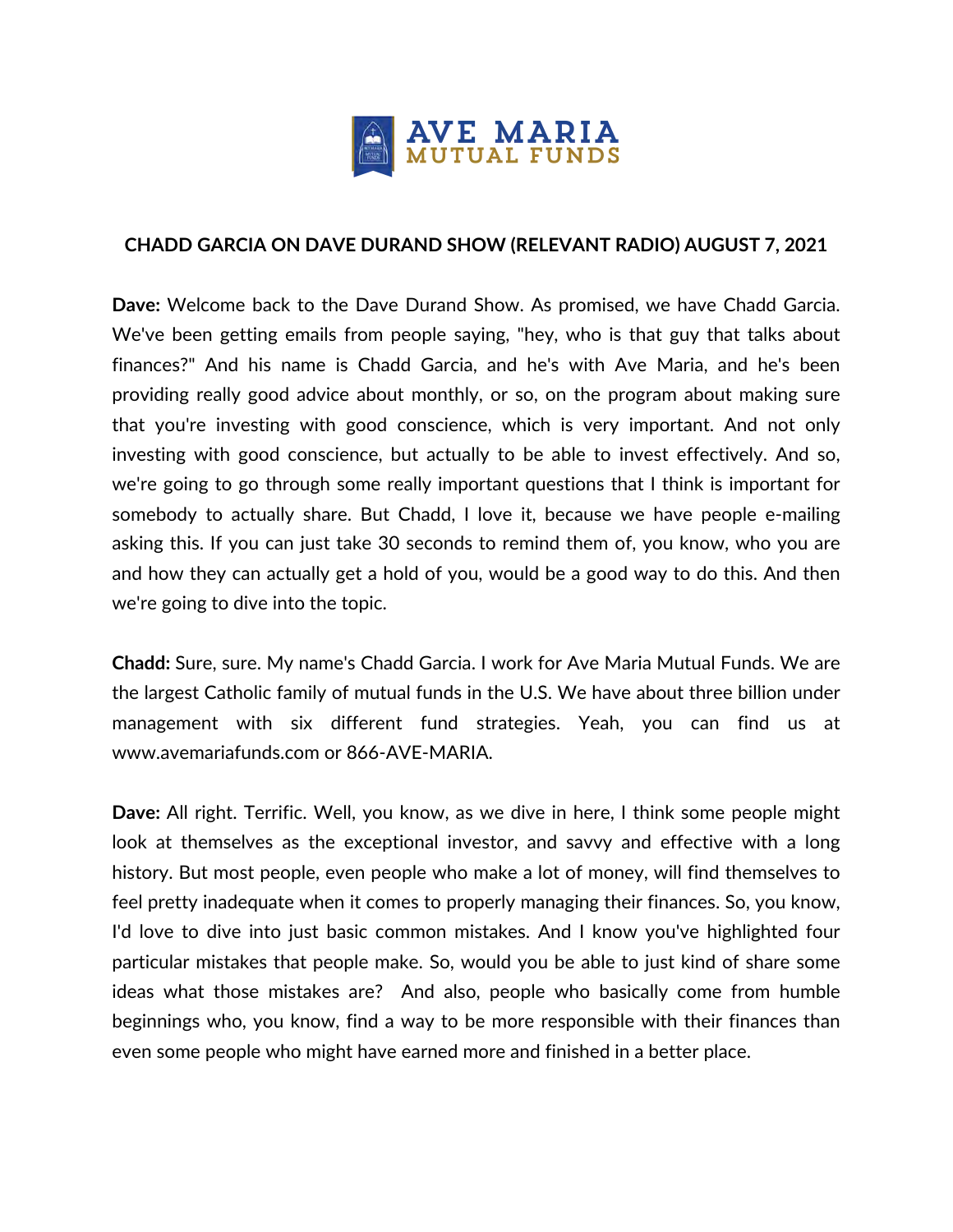# CHADD GARCIA ON DAVE DURAND SHOW (RELEVANT RADIO) AUGUST 7, 2021

**Dave:** Welcome back to the Dave Durand Show. As promised, we have Chadd Garcia. We've been getting emails from people saying, "hey, who is that guy that talks about finances?" And his name is Chadd Garcia, and he's with Ave Maria, and he's been providing really good advice about monthly, or so, on the program about making sure that you're investing with good conscience, which is very important. And not only investing with good conscience, but actually to be able to invest effectively. And so, we're going to go through some really important questions that I think is important for somebody to actually share. But Chadd, I love it, because we have people e-mailing asking this. If you can just take 30 seconds to remind them of, you know, who you are and how they can actually get a hold of you, would be a good way to do this. And then we're going to dive into the topic.

**Chadd:** Sure, sure. My name's Chadd Garcia. I work for Ave Maria Mutual Funds. We are the largest Catholic family of mutual funds in the U.S. We have about three billion under management with six different fund strategies. Yeah, you can find us at www.avemariafunds.com or 866-AVE-MARIA.

**Dave:** All right. Terrific. Well, you know, as we dive in here, I think some people might look at themselves as the exceptional investor, and savvy and effective with a long history. But most people, even people who make a lot of money, will find themselves to feel pretty inadequate when it comes to properly managing their finances. So, you know, I'd love to dive into just basic common mistakes. And I know you've highlighted four particular mistakes that people make. So, would you be able to just kind of share some ideas what those mistakes are? And also, people who basically come from humble beginnings who, you know, find a way to be more responsible with their finances than even some people who might have earned more and finished in a better place.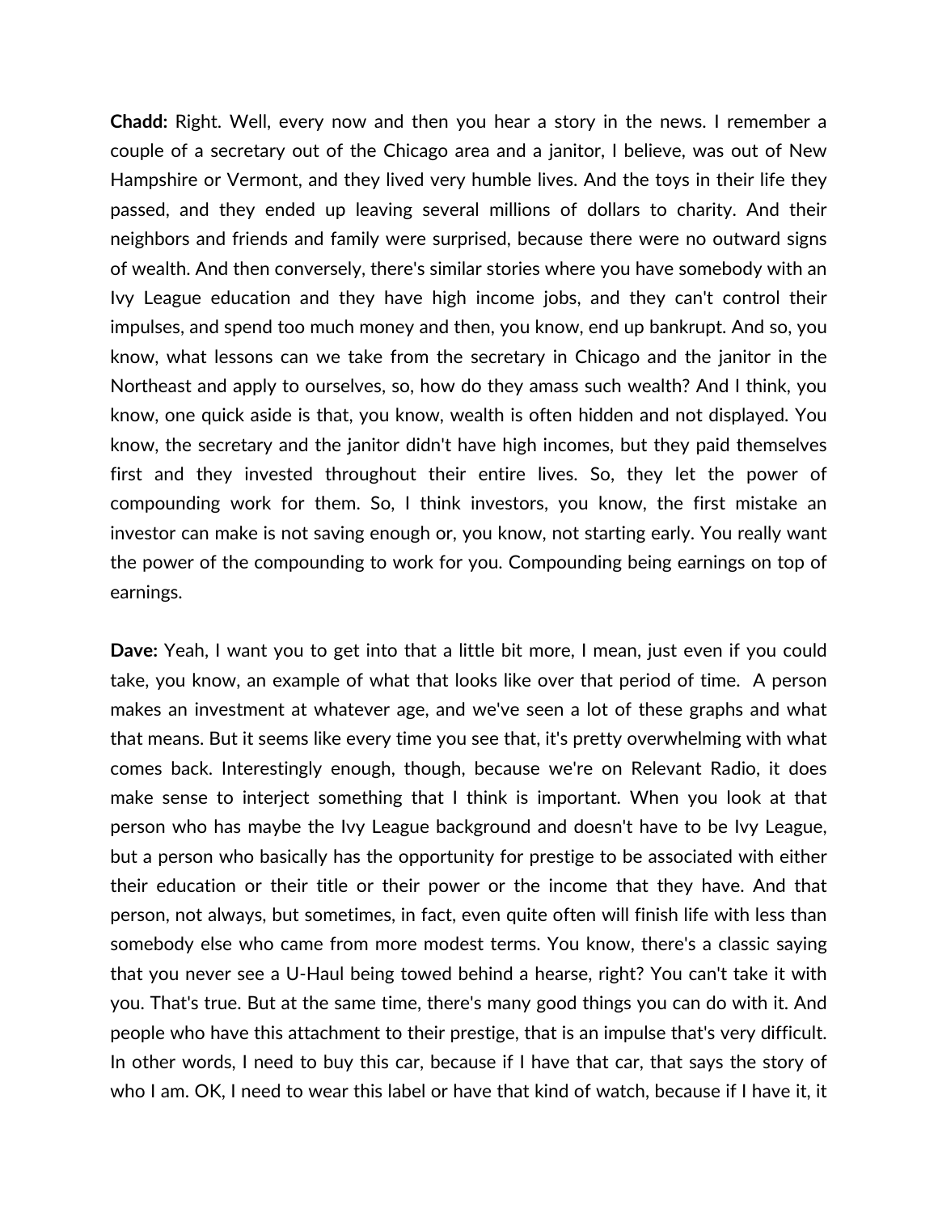**Chadd:** Right. Well, every now and then you hear a story in the news. I remember a couple of a secretary out of the Chicago area and a janitor, I believe, was out of New Hampshire or Vermont, and they lived very humble lives. And the toys in their life they passed, and they ended up leaving several millions of dollars to charity. And their neighbors and friends and family were surprised, because there were no outward signs of wealth. And then conversely, there's similar stories where you have somebody with an Ivy League education and they have high income jobs, and they can't control their impulses, and spend too much money and then, you know, end up bankrupt. And so, you know, what lessons can we take from the secretary in Chicago and the janitor in the Northeast and apply to ourselves, so, how do they amass such wealth? And I think, you know, one quick aside is that, you know, wealth is often hidden and not displayed. You know, the secretary and the janitor didn't have high incomes, but they paid themselves first and they invested throughout their entire lives. So, they let the power of compounding work for them. So, I think investors, you know, the first mistake an investor can make is not saving enough or, you know, not starting early. You really want the power of the compounding to work for you. Compounding being earnings on top of earnings.

**Dave:** Yeah, I want you to get into that a little bit more, I mean, just even if you could take, you know, an example of what that looks like over that period of time. A person makes an investment at whatever age, and we've seen a lot of these graphs and what that means. But it seems like every time you see that, it's pretty overwhelming with what comes back. Interestingly enough, though, because we're on Relevant Radio, it does make sense to interject something that I think is important. When you look at that person who has maybe the Ivy League background and doesn't have to be Ivy League, but a person who basically has the opportunity for prestige to be associated with either their education or their title or their power or the income that they have. And that person, not always, but sometimes, in fact, even quite often will finish life with less than somebody else who came from more modest terms. You know, there's a classic saying that you never see a U-Haul being towed behind a hearse, right? You can't take it with you. That's true. But at the same time, there's many good things you can do with it. And people who have this attachment to their prestige, that is an impulse that's very difficult. In other words, I need to buy this car, because if I have that car, that says the story of who I am. OK, I need to wear this label or have that kind of watch, because if I have it, it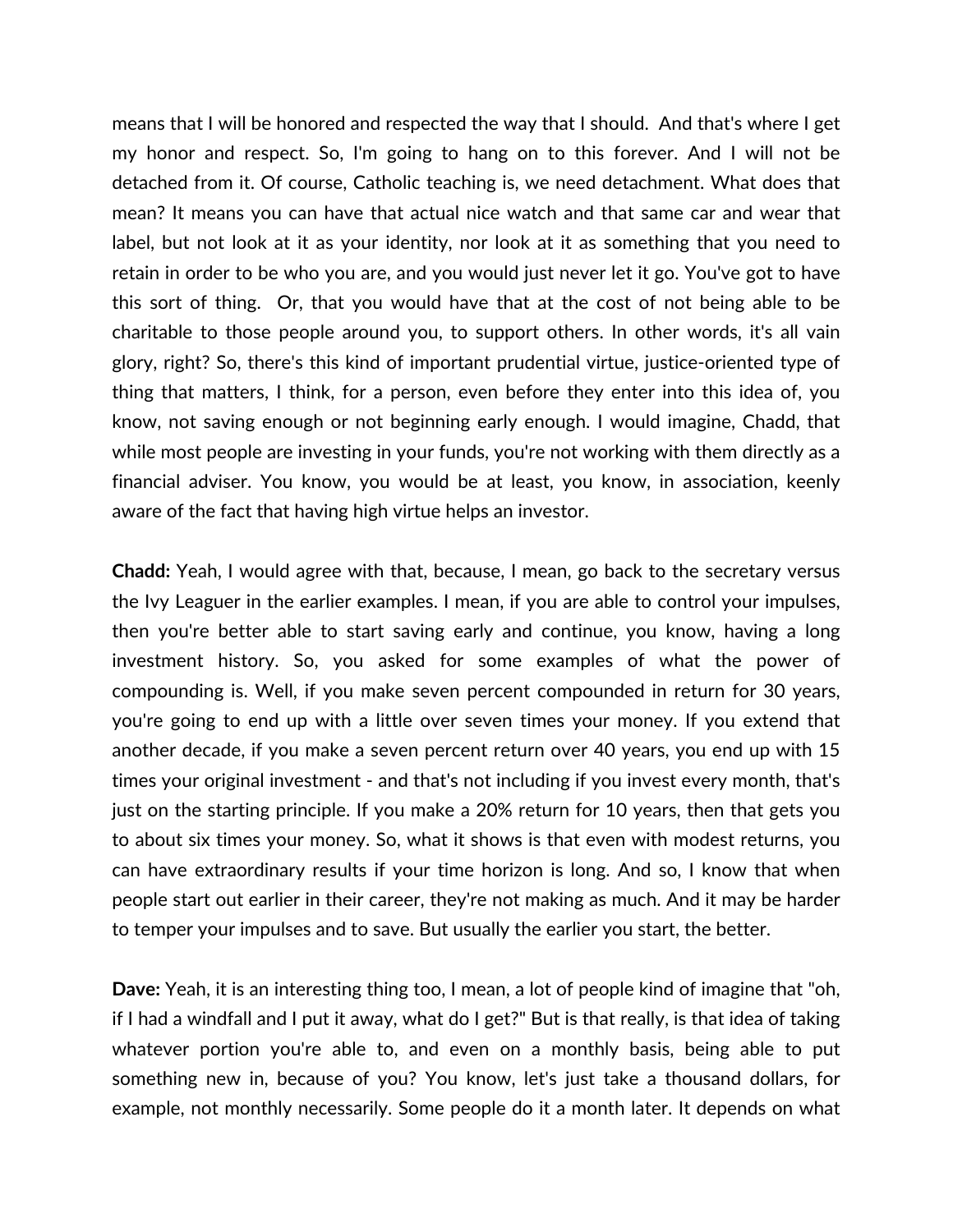means that I will be honored and respected the way that I should. And that's where I get my honor and respect. So, I'm going to hang on to this forever. And I will not be detached from it. Of course, Catholic teaching is, we need detachment. What does that mean? It means you can have that actual nice watch and that same car and wear that label, but not look at it as your identity, nor look at it as something that you need to retain in order to be who you are, and you would just never let it go. You've got to have this sort of thing. Or, that you would have that at the cost of not being able to be charitable to those people around you, to support others. In other words, it's all vain glory, right? So, there's this kind of important prudential virtue, justice-oriented type of thing that matters, I think, for a person, even before they enter into this idea of, you know, not saving enough or not beginning early enough. I would imagine, Chadd, that while most people are investing in your funds, you're not working with them directly as a financial adviser. You know, you would be at least, you know, in association, keenly aware of the fact that having high virtue helps an investor.

**Chadd:** Yeah, I would agree with that, because, I mean, go back to the secretary versus the Ivy Leaguer in the earlier examples. I mean, if you are able to control your impulses, then you're better able to start saving early and continue, you know, having a long investment history. So, you asked for some examples of what the power of compounding is. Well, if you make seven percent compounded in return for 30 years, you're going to end up with a little over seven times your money. If you extend that another decade, if you make a seven percent return over 40 years, you end up with 15 times your original investment - and that's not including if you invest every month, that's just on the starting principle. If you make a 20% return for 10 years, then that gets you to about six times your money. So, what it shows is that even with modest returns, you can have extraordinary results if your time horizon is long. And so, I know that when people start out earlier in their career, they're not making as much. And it may be harder to temper your impulses and to save. But usually the earlier you start, the better.

**Dave:** Yeah, it is an interesting thing too, I mean, a lot of people kind of imagine that "oh, if I had a windfall and I put it away, what do I get?" But is that really, is that idea of taking whatever portion you're able to, and even on a monthly basis, being able to put something new in, because of you? You know, let's just take a thousand dollars, for example, not monthly necessarily. Some people do it a month later. It depends on what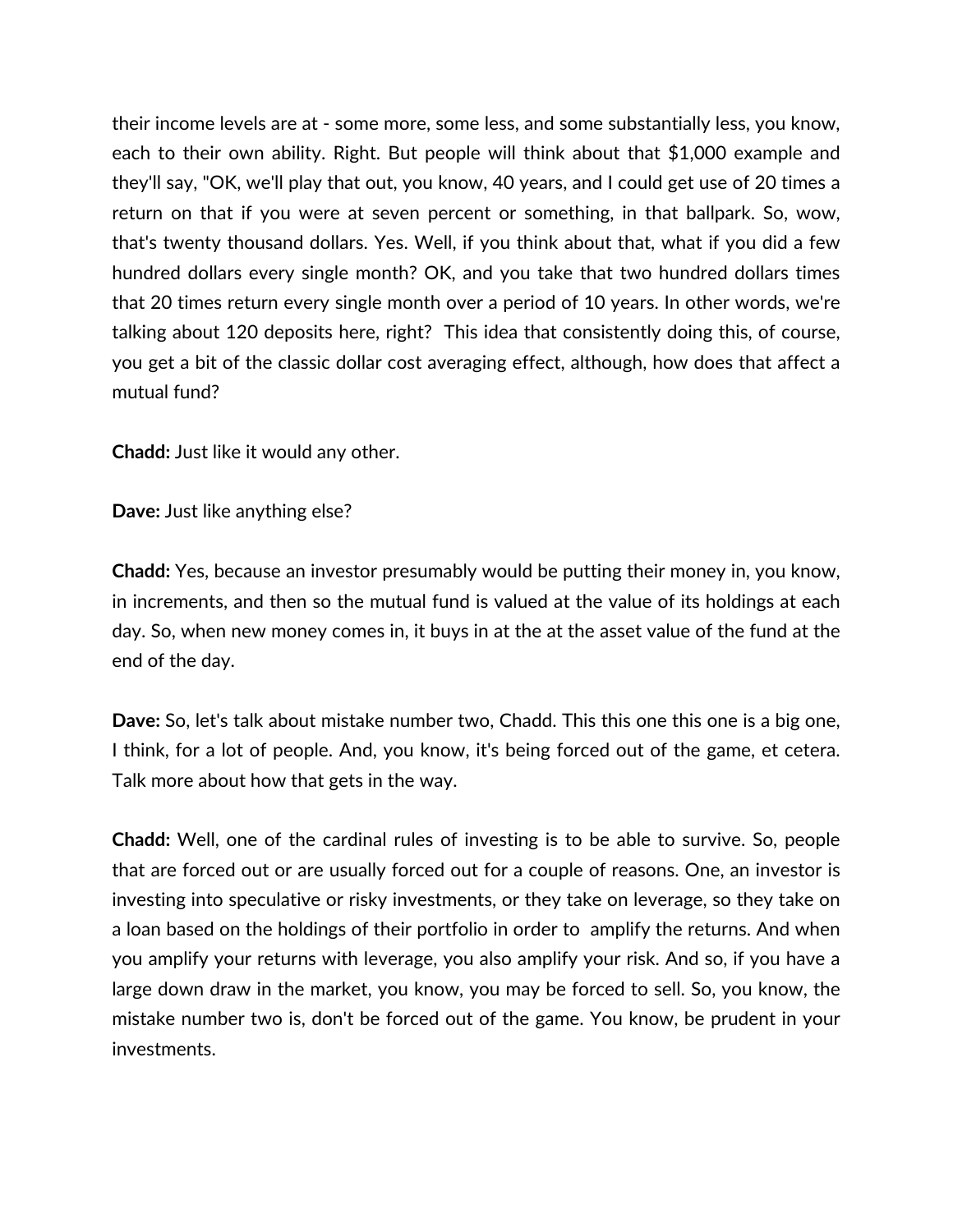their income levels are at - some more, some less, and some substantially less, you know, each to their own ability. Right. But people will think about that $1,000 example and they'll say, "OK, we'll play that out, you know, 40 years, and I could get use of 20 times a return on that if you were at seven percent or something, in that ballpark. So, wow, that's twenty thousand dollars. Yes. Well, if you think about that, what if you did a few hundred dollars every single month? OK, and you take that two hundred dollars times that 20 times return every single month over a period of 10 years. In other words, we're talking about 120 deposits here, right? This idea that consistently doing this, of course, you get a bit of the classic dollar cost averaging effect, although, how does that affect a mutual fund?

**Chadd:** Just like it would any other.

**Dave:** Just like anything else?

**Chadd:** Yes, because an investor presumably would be putting their money in, you know, in increments, and then so the mutual fund is valued at the value of its holdings at each day. So, when new money comes in, it buys in at the at the asset value of the fund at the end of the day.

**Dave:** So, let's talk about mistake number two, Chadd. This this one this one is a big one, I think, for a lot of people. And, you know, it's being forced out of the game, et cetera. Talk more about how that gets in the way.

**Chadd:** Well, one of the cardinal rules of investing is to be able to survive. So, people that are forced out or are usually forced out for a couple of reasons. One, an investor is investing into speculative or risky investments, or they take on leverage, so they take on a loan based on the holdings of their portfolio in order to amplify the returns. And when you amplify your returns with leverage, you also amplify your risk. And so, if you have a large down draw in the market, you know, you may be forced to sell. So, you know, the mistake number two is, don't be forced out of the game. You know, be prudent in your investments.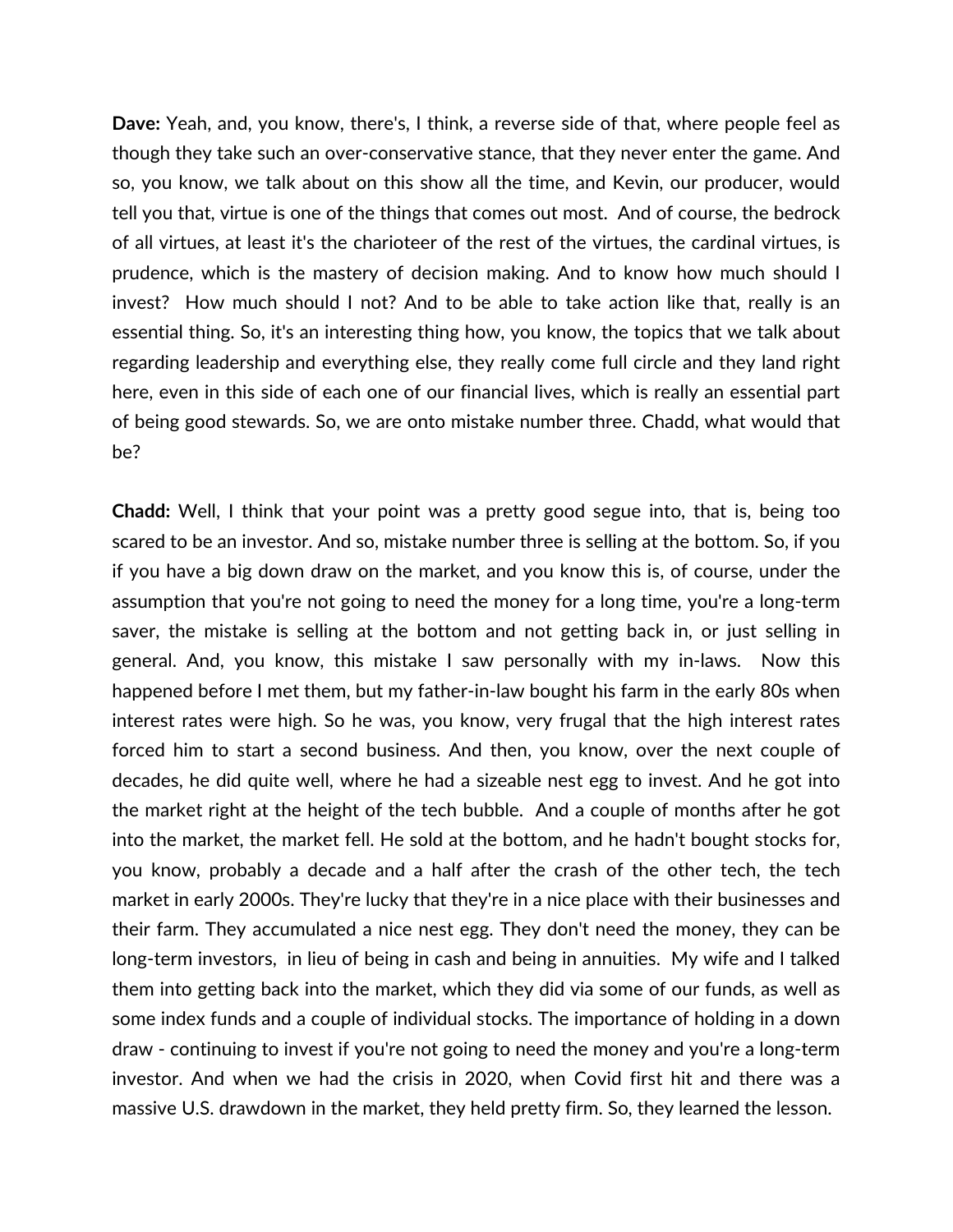**Dave:** Yeah, and, you know, there's, I think, a reverse side of that, where people feel as though they take such an over-conservative stance, that they never enter the game. And so, you know, we talk about on this show all the time, and Kevin, our producer, would tell you that, virtue is one of the things that comes out most. And of course, the bedrock of all virtues, at least it's the charioteer of the rest of the virtues, the cardinal virtues, is prudence, which is the mastery of decision making. And to know how much should I invest? How much should I not? And to be able to take action like that, really is an essential thing. So, it's an interesting thing how, you know, the topics that we talk about regarding leadership and everything else, they really come full circle and they land right here, even in this side of each one of our financial lives, which is really an essential part of being good stewards. So, we are onto mistake number three. Chadd, what would that be?

**Chadd:** Well, I think that your point was a pretty good segue into, that is, being too scared to be an investor. And so, mistake number three is selling at the bottom. So, if you if you have a big down draw on the market, and you know this is, of course, under the assumption that you're not going to need the money for a long time, you're a long-term saver, the mistake is selling at the bottom and not getting back in, or just selling in general. And, you know, this mistake I saw personally with my in-laws. Now this happened before I met them, but my father-in-law bought his farm in the early 80s when interest rates were high. So he was, you know, very frugal that the high interest rates forced him to start a second business. And then, you know, over the next couple of decades, he did quite well, where he had a sizeable nest egg to invest. And he got into the market right at the height of the tech bubble. And a couple of months after he got into the market, the market fell. He sold at the bottom, and he hadn't bought stocks for, you know, probably a decade and a half after the crash of the other tech, the tech market in early 2000s. They're lucky that they're in a nice place with their businesses and their farm. They accumulated a nice nest egg. They don't need the money, they can be long-term investors, in lieu of being in cash and being in annuities. My wife and I talked them into getting back into the market, which they did via some of our funds, as well as some index funds and a couple of individual stocks. The importance of holding in a down draw - continuing to invest if you're not going to need the money and you're a long-term investor. And when we had the crisis in 2020, when Covid first hit and there was a massive U.S. drawdown in the market, they held pretty firm. So, they learned the lesson.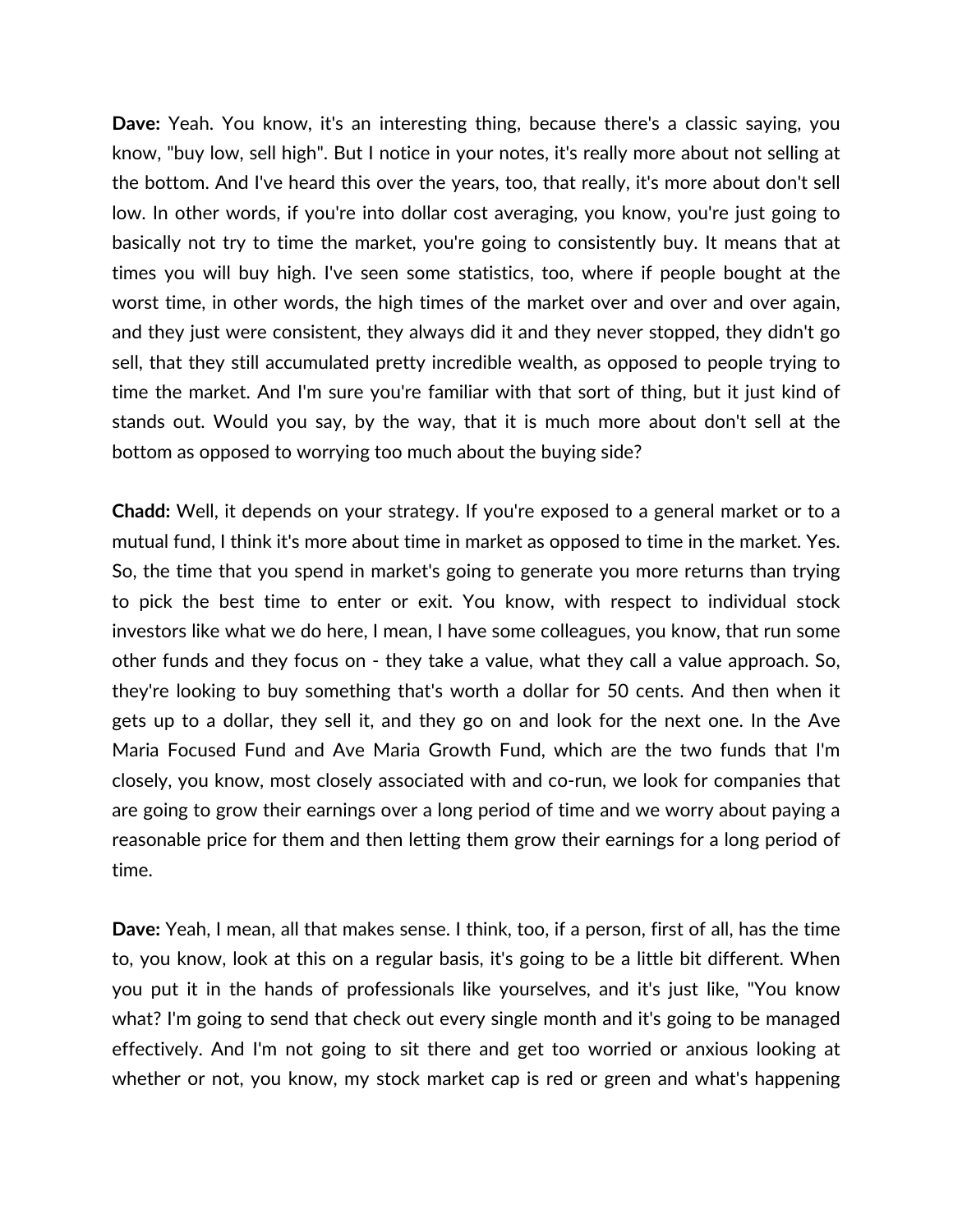**Dave:** Yeah. You know, it's an interesting thing, because there's a classic saying, you know, "buy low, sell high". But I notice in your notes, it's really more about not selling at the bottom. And I've heard this over the years, too, that really, it's more about don't sell low. In other words, if you're into dollar cost averaging, you know, you're just going to basically not try to time the market, you're going to consistently buy. It means that at times you will buy high. I've seen some statistics, too, where if people bought at the worst time, in other words, the high times of the market over and over and over again, and they just were consistent, they always did it and they never stopped, they didn't go sell, that they still accumulated pretty incredible wealth, as opposed to people trying to time the market. And I'm sure you're familiar with that sort of thing, but it just kind of stands out. Would you say, by the way, that it is much more about don't sell at the bottom as opposed to worrying too much about the buying side?

**Chadd:** Well, it depends on your strategy. If you're exposed to a general market or to a mutual fund, I think it's more about time in market as opposed to time in the market. Yes. So, the time that you spend in market's going to generate you more returns than trying to pick the best time to enter or exit. You know, with respect to individual stock investors like what we do here, I mean, I have some colleagues, you know, that run some other funds and they focus on - they take a value, what they call a value approach. So, they're looking to buy something that's worth a dollar for 50 cents. And then when it gets up to a dollar, they sell it, and they go on and look for the next one. In the Ave Maria Focused Fund and Ave Maria Growth Fund, which are the two funds that I'm closely, you know, most closely associated with and co-run, we look for companies that are going to grow their earnings over a long period of time and we worry about paying a reasonable price for them and then letting them grow their earnings for a long period of time.

**Dave:** Yeah, I mean, all that makes sense. I think, too, if a person, first of all, has the time to, you know, look at this on a regular basis, it's going to be a little bit different. When you put it in the hands of professionals like yourselves, and it's just like, "You know what? I'm going to send that check out every single month and it's going to be managed effectively. And I'm not going to sit there and get too worried or anxious looking at whether or not, you know, my stock market cap is red or green and what's happening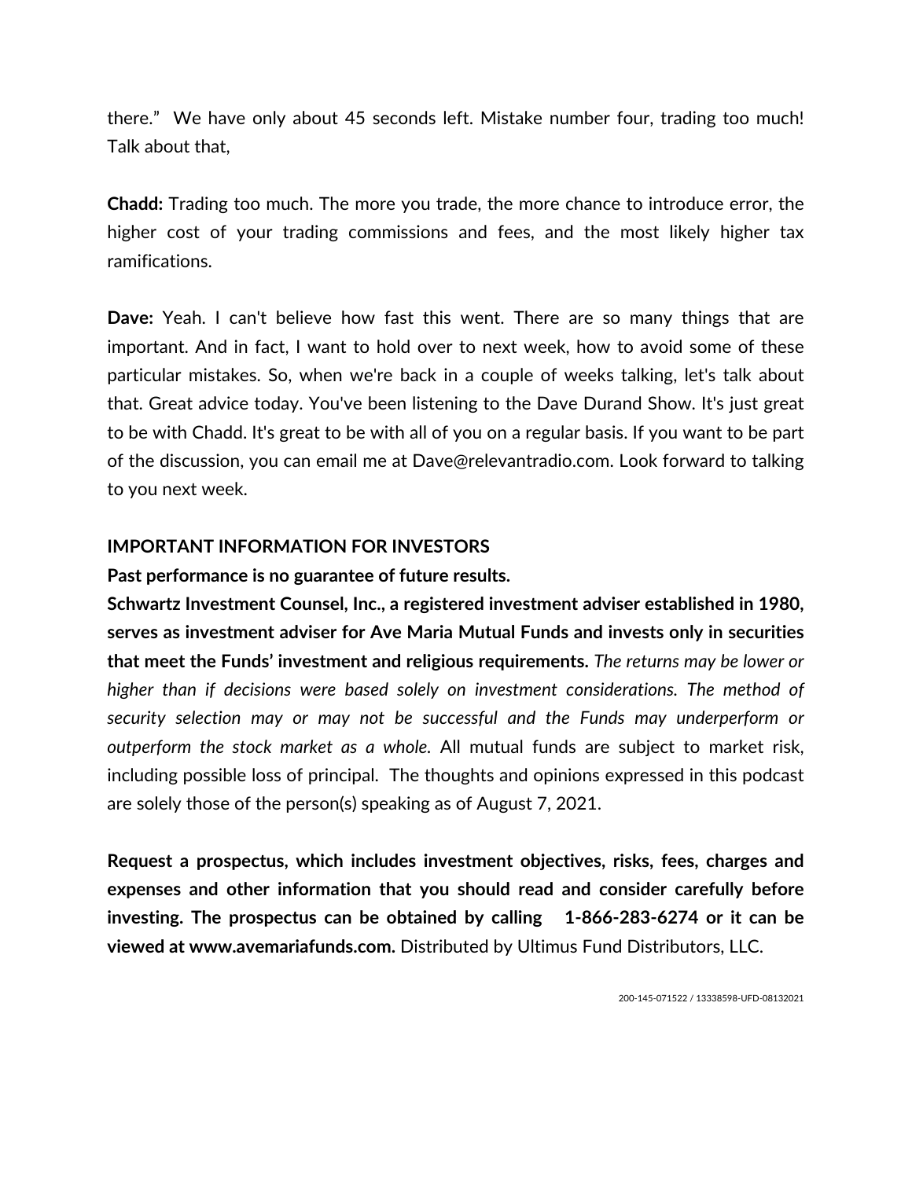there." We have only about 45 seconds left. Mistake number four, trading too much! Talk about that,

**Chadd:** Trading too much. The more you trade, the more chance to introduce error, the higher cost of your trading commissions and fees, and the most likely higher tax ramifications.

**Dave:** Yeah. I can't believe how fast this went. There are so many things that are important. And in fact, I want to hold over to next week, how to avoid some of these particular mistakes. So, when we're back in a couple of weeks talking, let's talk about that. Great advice today. You've been listening to the Dave Durand Show. It's just great to be with Chadd. It's great to be with all of you on a regular basis. If you want to be part of the discussion, you can email me at Dave@relevantradio.com. Look forward to talking to you next week.

**IMPORTANT INFORMATION FOR INVESTORS**

**Past performance is no guarantee of future results.**

**Schwartz Investment Counsel, Inc., a registered investment adviser established in 1980, serves as investment adviser for Ave Maria Mutual Funds and invests only in securities that meet the Funds' investment and religious requirements.** *The returns may be lower or higher than if decisions were based solely on investment considerations. The method of security selection may or may not be successful and the Funds may underperform or outperform the stock market as a whole.* All mutual funds are subject to market risk, including possible loss of principal. The thoughts and opinions expressed in this podcast are solely those of the person(s) speaking as of August 7, 2021.

**Request a prospectus, which includes investment objectives, risks, fees, charges and expenses and other information that you should read and consider carefully before investing. The prospectus can be obtained by calling 1-866-283-6274 or it can be viewed at www.avemariafunds.com.** Distributed by Ultimus Fund Distributors, LLC.

200-145-071522 / 13338598-UFD-08132021